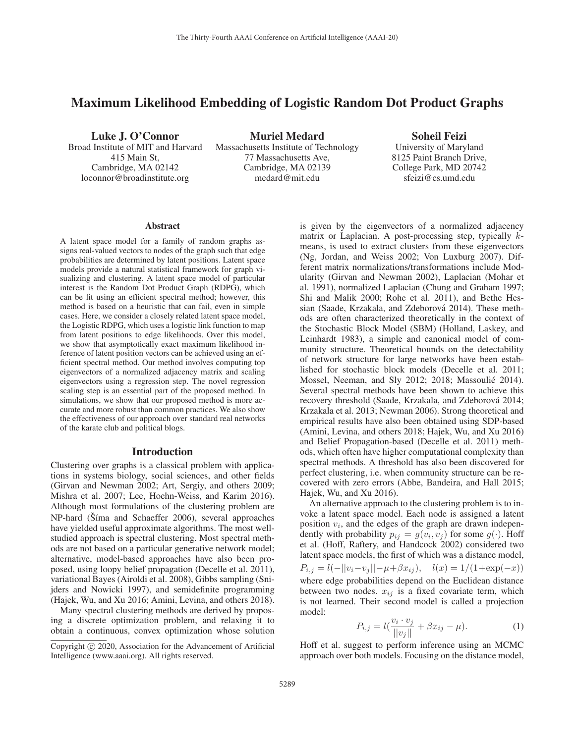# Maximum Likelihood Embedding of Logistic Random Dot Product Graphs

**Luke J. O'Connor**
Broad Institute of MIT and Harvard
415 Main St,
Cambridge, MA 02142
loconnor@broadinstitute.org

**Muriel Medard**
Massachusetts Institute of Technology
77 Massachusetts Ave,
Cambridge, MA 02139
medard@mit.edu

**Soheil Feizi**
University of Maryland
8125 Paint Branch Drive,
College Park, MD 20742
sfeizi@cs.umd.edu

## Abstract

A latent space model for a family of random graphs assigns real-valued vectors to nodes of the graph such that edge probabilities are determined by latent positions. Latent space models provide a natural statistical framework for graph visualizing and clustering. A latent space model of particular interest is the Random Dot Product Graph (RDPG), which can be fit using an efficient spectral method; however, this method is based on a heuristic that can fail, even in simple cases. Here, we consider a closely related latent space model, the Logistic RDPG, which uses a logistic link function to map from latent positions to edge likelihoods. Over this model, we show that asymptotically exact maximum likelihood inference of latent position vectors can be achieved using an efficient spectral method. Our method involves computing top eigenvectors of a normalized adjacency matrix and scaling eigenvectors using a regression step. The novel regression scaling step is an essential part of the proposed method. In simulations, we show that our proposed method is more accurate and more robust than common practices. We also show the effectiveness of our approach over standard real networks of the karate club and political blogs.

## Introduction

Clustering over graphs is a classical problem with applications in systems biology, social sciences, and other fields (Girvan and Newman 2002; Art, Sergiy, and others 2009; Mishra et al. 2007; Lee, Hoehn-Weiss, and Karim 2016). Although most formulations of the clustering problem are NP-hard (Šíma and Schaeffer 2006), several approaches have yielded useful approximate algorithms. The most well-studied approach is spectral clustering. Most spectral methods are not based on a particular generative network model; alternative, model-based approaches have also been proposed, using loopy belief propagation (Decelle et al. 2011), variational Bayes (Airoldi et al. 2008), Gibbs sampling (Snijders and Nowicki 1997), and semidefinite programming (Hajek, Wu, and Xu 2016; Amini, Levina, and others 2018).

Many spectral clustering methods are derived by proposing a discrete optimization problem, and relaxing it to obtain a continuous, convex optimization whose solution is given by the eigenvectors of a normalized adjacency matrix or Laplacian. A post-processing step, typically $k$-means, is used to extract clusters from these eigenvectors (Ng, Jordan, and Weiss 2002; Von Luxburg 2007). Different matrix normalizations/transformations include Modularity (Girvan and Newman 2002), Laplacian (Mohar et al. 1991), normalized Laplacian (Chung and Graham 1997; Shi and Malik 2000; Rohe et al. 2011), and Bethe Hessian (Saade, Krzakala, and Zdeborová 2014). These methods are often characterized theoretically in the context of the Stochastic Block Model (SBM) (Holland, Laskey, and Leinhardt 1983), a simple and canonical model of community structure. Theoretical bounds on the detectability of network structure for large networks have been established for stochastic block models (Decelle et al. 2011; Mossel, Neeman, and Sly 2012; 2018; Massoulié 2014). Several spectral methods have been shown to achieve this recovery threshold (Saade, Krzakala, and Zdeborová 2014; Krzakala et al. 2013; Newman 2006). Strong theoretical and empirical results have also been obtained using SDP-based (Amini, Levina, and others 2018; Hajek, Wu, and Xu 2016) and Belief Propagation-based (Decelle et al. 2011) methods, which often have higher computational complexity than spectral methods. A threshold has also been discovered for perfect clustering, i.e. when community structure can be recovered with zero errors (Abbe, Bandeira, and Hall 2015; Hajek, Wu, and Xu 2016).

An alternative approach to the clustering problem is to invoke a latent space model. Each node is assigned a latent position $v_i$, and the edges of the graph are drawn independently with probability $p_{ij} = g(v_i, v_j)$ for some $g(\cdot)$. Hoff et al. (Hoff, Raftery, and Handcock 2002) considered two latent space models, the first of which was a distance model,

$$P_{i,j} = l(-||v_i - v_j|| - \mu + \beta x_{ij}), \quad l(x) = 1/(1+\exp(-x))$$

where edge probabilities depend on the Euclidean distance between two nodes. $x_{ij}$ is a fixed covariate term, which is not learned. Their second model is called a projection model:

$$P_{i,j} = l(\frac{v_i \cdot v_j}{||v_j||} + \beta x_{ij} - \mu). \tag{1}$$

Hoff et al. suggest to perform inference using an MCMC approach over both models. Focusing on the distance model,

Copyright © 2020, Association for the Advancement of Artificial Intelligence (www.aaai.org). All rights reserved.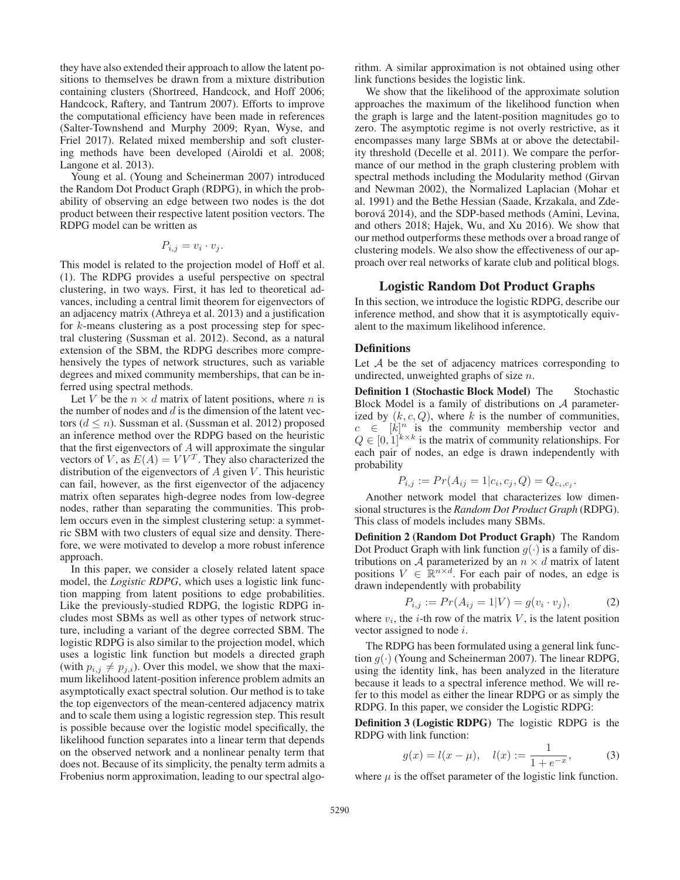they have also extended their approach to allow the latent positions to themselves be drawn from a mixture distribution containing clusters (Shortreed, Handcock, and Hoff 2006; Handcock, Raftery, and Tantrum 2007). Efforts to improve the computational efficiency have been made in references (Salter-Townshend and Murphy 2009; Ryan, Wyse, and Friel 2017). Related mixed membership and soft clustering methods have been developed (Airoldi et al. 2008; Langone et al. 2013).

Young et al. (Young and Scheinerman 2007) introduced the Random Dot Product Graph (RDPG), in which the probability of observing an edge between two nodes is the dot product between their respective latent position vectors. The RDPG model can be written as

$$P_{i,j} = v_i \cdot v_j.$$

This model is related to the projection model of Hoff et al. (1). The RDPG provides a useful perspective on spectral clustering, in two ways. First, it has led to theoretical advances, including a central limit theorem for eigenvectors of an adjacency matrix (Athreya et al. 2013) and a justification for $k$-means clustering as a post processing step for spectral clustering (Sussman et al. 2012). Second, as a natural extension of the SBM, the RDPG describes more comprehensively the types of network structures, such as variable degrees and mixed community memberships, that can be inferred using spectral methods.

Let $V$ be the $n \times d$ matrix of latent positions, where $n$ is the number of nodes and $d$ is the dimension of the latent vectors ($d \leq n$). Sussman et al. (Sussman et al. 2012) proposed an inference method over the RDPG based on the heuristic that the first eigenvectors of $A$ will approximate the singular vectors of $V$, as $E(A) = VV^T$. They also characterized the distribution of the eigenvectors of $A$ given $V$. This heuristic can fail, however, as the first eigenvector of the adjacency matrix often separates high-degree nodes from low-degree nodes, rather than separating the communities. This problem occurs even in the simplest clustering setup: a symmetric SBM with two clusters of equal size and density. Therefore, we were motivated to develop a more robust inference approach.

In this paper, we consider a closely related latent space model, the *Logistic RDPG*, which uses a logistic link function mapping from latent positions to edge probabilities. Like the previously-studied RDPG, the logistic RDPG includes most SBMs as well as other types of network structure, including a variant of the degree corrected SBM. The logistic RDPG is also similar to the projection model, which uses a logistic link function but models a directed graph (with $p_{i,j} \neq p_{j,i}$). Over this model, we show that the maximum likelihood latent-position inference problem admits an asymptotically exact spectral solution. Our method is to take the top eigenvectors of the mean-centered adjacency matrix and to scale them using a logistic regression step. This result is possible because over the logistic model specifically, the likelihood function separates into a linear term that depends on the observed network and a nonlinear penalty term that does not. Because of its simplicity, the penalty term admits a Frobenius norm approximation, leading to our spectral algorithm. A similar approximation is not obtained using other link functions besides the logistic link.

We show that the likelihood of the approximate solution approaches the maximum of the likelihood function when the graph is large and the latent-position magnitudes go to zero. The asymptotic regime is not overly restrictive, as it encompasses many large SBMs at or above the detectability threshold (Decelle et al. 2011). We compare the performance of our method in the graph clustering problem with spectral methods including the Modularity method (Girvan and Newman 2002), the Normalized Laplacian (Mohar et al. 1991) and the Bethe Hessian (Saade, Krzakala, and Zdeborová 2014), and the SDP-based methods (Amini, Levina, and others 2018; Hajek, Wu, and Xu 2016). We show that our method outperforms these methods over a broad range of clustering models. We also show the effectiveness of our approach over real networks of karate club and political blogs.

## Logistic Random Dot Product Graphs

In this section, we introduce the logistic RDPG, describe our inference method, and show that it is asymptotically equivalent to the maximum likelihood inference.

### Definitions

Let $\mathcal{A}$ be the set of adjacency matrices corresponding to undirected, unweighted graphs of size $n$.

**Definition 1 (Stochastic Block Model)** The Stochastic Block Model is a family of distributions on $\mathcal{A}$ parameterized by $(k, c, Q)$, where $k$ is the number of communities, $c \in [k]^n$ is the community membership vector and $Q \in [0,1]^{k \times k}$ is the matrix of community relationships. For each pair of nodes, an edge is drawn independently with probability

$$P_{i,j} := Pr(A_{ij} = 1 | c_i, c_j, Q) = Q_{c_i, c_j}.$$

Another network model that characterizes low dimensional structures is the *Random Dot Product Graph* (RDPG). This class of models includes many SBMs.

**Definition 2 (Random Dot Product Graph)** The Random Dot Product Graph with link function $g(\cdot)$ is a family of distributions on $\mathcal{A}$ parameterized by an $n \times d$ matrix of latent positions $V \in \mathbb{R}^{n \times d}$. For each pair of nodes, an edge is drawn independently with probability

$$P_{i,j} := Pr(A_{ij} = 1 | V) = g(v_i \cdot v_j), \tag{2}$$

where $v_i$, the $i$-th row of the matrix $V$, is the latent position vector assigned to node $i$.

The RDPG has been formulated using a general link function $g(\cdot)$ (Young and Scheinerman 2007). The linear RDPG, using the identity link, has been analyzed in the literature because it leads to a spectral inference method. We will refer to this model as either the linear RDPG or as simply the RDPG. In this paper, we consider the Logistic RDPG:

**Definition 3 (Logistic RDPG)** The logistic RDPG is the RDPG with link function:

$$g(x) = l(x - \mu), \quad l(x) := \frac{1}{1 + e^{-x}}, \tag{3}$$

where $\mu$ is the offset parameter of the logistic link function.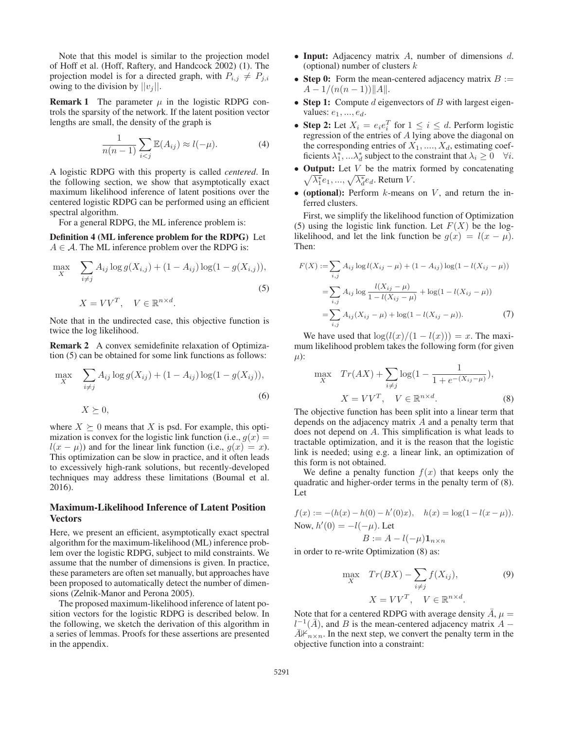Note that this model is similar to the projection model of Hoff et al. (Hoff, Raftery, and Handcock 2002) (1). The projection model is for a directed graph, with $P_{i,j} \neq P_{j,i}$ owing to the division by $||v_j||$.

**Remark 1** The parameter $\mu$ in the logistic RDPG controls the sparsity of the network. If the latent position vector lengths are small, the density of the graph is

$$\frac{1}{n(n-1)} \sum_{i<j} \mathbb{E}(A_{ij}) \approx l(-\mu). \tag{4}$$

A logistic RDPG with this property is called *centered*. In the following section, we show that asymptotically exact maximum likelihood inference of latent positions over the centered logistic RDPG can be performed using an efficient spectral algorithm.

For a general RDPG, the ML inference problem is:

**Definition 4 (ML inference problem for the RDPG)** Let $A \in \mathcal{A}$. The ML inference problem over the RDPG is:

$$\max_X \quad \sum_{i \neq j} A_{ij} \log g(X_{i,j}) + (1 - A_{ij}) \log(1 - g(X_{i,j})), \tag{5}$$
$$X = VV^T, \quad V \in \mathbb{R}^{n \times d}.$$

Note that in the undirected case, this objective function is twice the log likelihood.

**Remark 2** A convex semidefinite relaxation of Optimization (5) can be obtained for some link functions as follows:

$$\max_X \quad \sum_{i \neq j} A_{ij} \log g(X_{ij}) + (1 - A_{ij}) \log(1 - g(X_{ij})), \tag{6}$$
$$X \succeq 0,$$

where $X \succeq 0$ means that $X$ is psd. For example, this optimization is convex for the logistic link function (i.e., $g(x) = l(x - \mu)$) and for the linear link function (i.e., $g(x) = x$). This optimization can be slow in practice, and it often leads to excessively high-rank solutions, but recently-developed techniques may address these limitations (Boumal et al. 2016).

## Maximum-Likelihood Inference of Latent Position Vectors

Here, we present an efficient, asymptotically exact spectral algorithm for the maximum-likelihood (ML) inference problem over the logistic RDPG, subject to mild constraints. We assume that the number of dimensions is given. In practice, these parameters are often set manually, but approaches have been proposed to automatically detect the number of dimensions (Zelnik-Manor and Perona 2005).

The proposed maximum-likelihood inference of latent position vectors for the logistic RDPG is described below. In the following, we sketch the derivation of this algorithm in a series of lemmas. Proofs for these assertions are presented in the appendix.

- **Input:** Adjacency matrix $A$, number of dimensions $d$. (optional) number of clusters $k$
- **Step 0:** Form the mean-centered adjacency matrix $B := A - 1/(n(n-1))\|A\|$.
- **Step 1:** Compute $d$ eigenvectors of $B$ with largest eigenvalues: $e_1, ..., e_d$.
- **Step 2:** Let $X_i = e_i e_i^T$ for $1 \leq i \leq d$. Perform logistic regression of the entries of $A$ lying above the diagonal on the corresponding entries of $X_1, ...., X_d$, estimating coefficients $\lambda_1^*, ...\lambda_d^*$ subject to the constraint that $\lambda_i \geq 0 \quad \forall i$.
- **Output:** Let $V$ be the matrix formed by concatenating $\sqrt{\lambda_1^*} e_1, ..., \sqrt{\lambda_d^*} e_d$. Return $V$.
- **(optional):** Perform $k$-means on $V$, and return the inferred clusters.

First, we simplify the likelihood function of Optimization (5) using the logistic link function. Let $F(X)$ be the log-likelihood, and let the link function be $g(x) = l(x - \mu)$. Then:

$$\begin{aligned}
F(X) &:= \sum_{i,j} A_{ij} \log l(X_{ij} - \mu) + (1 - A_{ij}) \log(1 - l(X_{ij} - \mu)) \\
&= \sum_{i,j} A_{ij} \log \frac{l(X_{ij} - \mu)}{1 - l(X_{ij} - \mu)} + \log(1 - l(X_{ij} - \mu)) \\
&= \sum_{i,j} A_{ij}(X_{ij} - \mu) + \log(1 - l(X_{ij} - \mu)).
\end{aligned} \tag{7}$$

We have used that $\log(l(x)/(1 - l(x))) = x$. The maximum likelihood problem takes the following form (for given $\mu$):

$$\max_X \quad Tr(AX) + \sum_{i \neq j} \log(1 - \frac{1}{1 + e^{-(X_{ij} - \mu)}}),$$
$$X = VV^T, \quad V \in \mathbb{R}^{n \times d}. \tag{8}$$

The objective function has been split into a linear term that depends on the adjacency matrix $A$ and a penalty term that does not depend on $A$. This simplification is what leads to tractable optimization, and it is the reason that the logistic link is needed; using e.g. a linear link, an optimization of this form is not obtained.

We define a penalty function $f(x)$ that keeps only the quadratic and higher-order terms in the penalty term of (8). Let

$$f(x) := -(h(x) - h(0) - h'(0)x), \quad h(x) = \log(1 - l(x - \mu)).$$

Now, $h'(0) = -l(-\mu)$. Let

$$B := A - l(-\mu)\mathbf{1}_{n \times n}$$

in order to re-write Optimization (8) as:

$$\max_X \quad Tr(BX) - \sum_{i \neq j} f(X_{ij}), \tag{9}$$
$$X = VV^T, \quad V \in \mathbb{R}^{n \times d}.$$

Note that for a centered RDPG with average density $\bar{A}$, $\mu = l^{-1}(\bar{A})$, and $B$ is the mean-centered adjacency matrix $A - \bar{A}\mathbb{1}_{n \times n}$. In the next step, we convert the penalty term in the objective function into a constraint: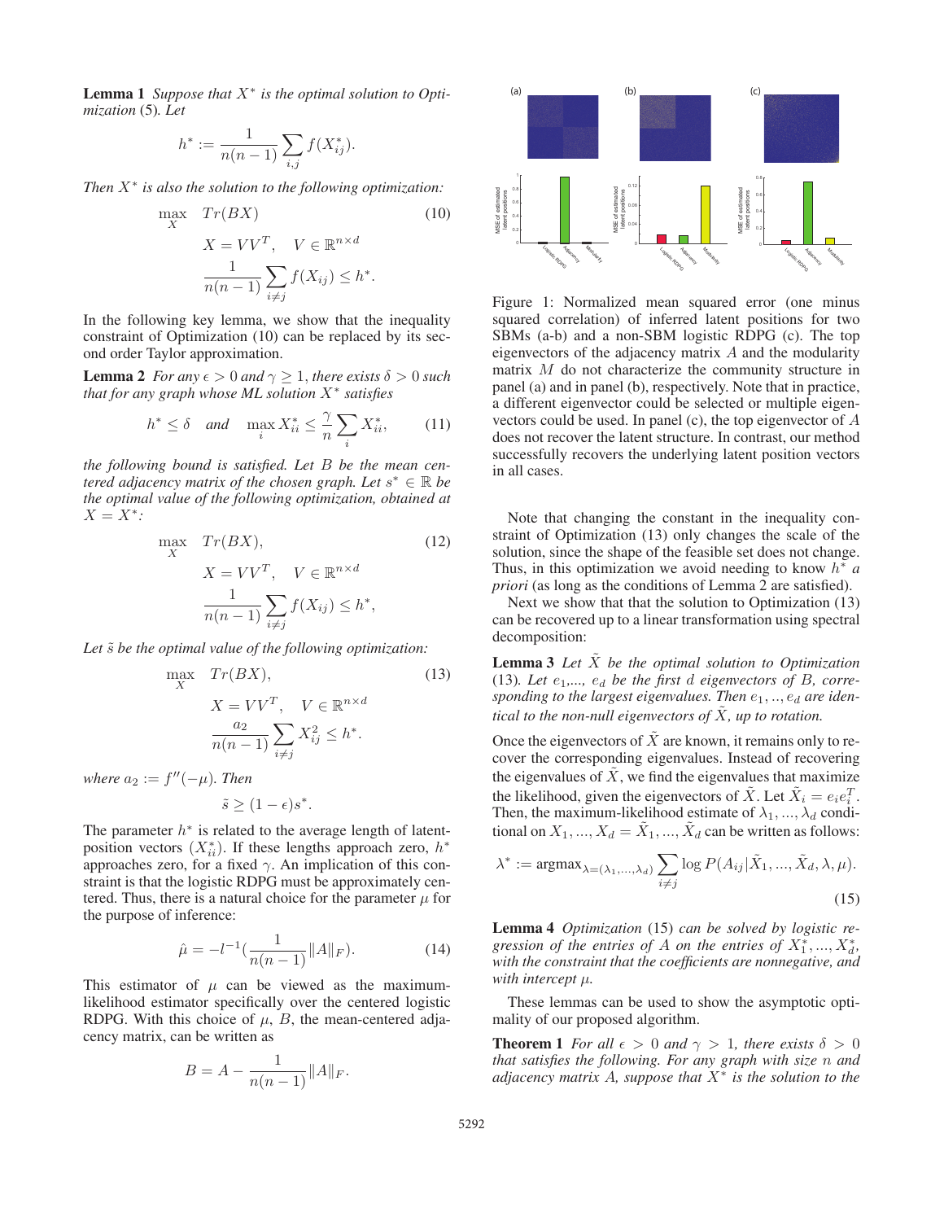**Lemma 1** *Suppose that $X^*$ is the optimal solution to Optimization* (5)*. Let*

$$h^* := \frac{1}{n(n-1)} \sum_{i,j} f(X^*_{ij}).$$

*Then $X^*$ is also the solution to the following optimization:*

$$\begin{aligned} \max_X \quad & Tr(BX) & (10) \\ & X = VV^T, \quad V \in \mathbb{R}^{n \times d} \\ & \frac{1}{n(n-1)} \sum_{i \neq j} f(X_{ij}) \leq h^*. \end{aligned}$$

In the following key lemma, we show that the inequality constraint of Optimization (10) can be replaced by its second order Taylor approximation.

**Lemma 2** *For any $\epsilon > 0$ and $\gamma \geq 1$, there exists $\delta > 0$ such that for any graph whose ML solution $X^*$ satisfies*

$$h^* \leq \delta \quad \text{and} \quad \max_i X^*_{ii} \leq \frac{\gamma}{n} \sum_i X^*_{ii}, \tag{11}$$

*the following bound is satisfied. Let $B$ be the mean centered adjacency matrix of the chosen graph. Let $s^* \in \mathbb{R}$ be the optimal value of the following optimization, obtained at $X = X^*$:*

$$\begin{aligned} \max_X \quad & Tr(BX), & (12) \\ & X = VV^T, \quad V \in \mathbb{R}^{n \times d} \\ & \frac{1}{n(n-1)} \sum_{i \neq j} f(X_{ij}) \leq h^*, \end{aligned}$$

*Let $\tilde{s}$ be the optimal value of the following optimization:*

$$\begin{aligned} \max_X \quad & Tr(BX), & (13) \\ & X = VV^T, \quad V \in \mathbb{R}^{n \times d} \\ & \frac{a_2}{n(n-1)} \sum_{i \neq j} X_{ij}^2 \leq h^*. \end{aligned}$$

*where $a_2 := f''(-\mu)$. Then*

$$\tilde{s} \geq (1 - \epsilon) s^*.$$

The parameter $h^*$ is related to the average length of latent-position vectors ($X^*_{ii}$). If these lengths approach zero, $h^*$ approaches zero, for a fixed $\gamma$. An implication of this constraint is that the logistic RDPG must be approximately centered. Thus, there is a natural choice for the parameter $\mu$ for the purpose of inference:

$$\hat{\mu} = -l^{-1}\left(\frac{1}{n(n-1)} \|A\|_F\right). \tag{14}$$

This estimator of $\mu$ can be viewed as the maximum-likelihood estimator specifically over the centered logistic RDPG. With this choice of $\mu$, $B$, the mean-centered adjacency matrix, can be written as

$$B = A - \frac{1}{n(n-1)} \|A\|_F.$$

Figure 1: Normalized mean squared error (one minus squared correlation) of inferred latent positions for two SBMs (a-b) and a non-SBM logistic RDPG (c). The top eigenvectors of the adjacency matrix $A$ and the modularity matrix $M$ do not characterize the community structure in panel (a) and in panel (b), respectively. Note that in practice, a different eigenvector could be selected or multiple eigenvectors could be used. In panel (c), the top eigenvector of $A$ does not recover the latent structure. In contrast, our method successfully recovers the underlying latent position vectors in all cases.

Note that changing the constant in the inequality constraint of Optimization (13) only changes the scale of the solution, since the shape of the feasible set does not change. Thus, in this optimization we avoid needing to know $h^*$ *a priori* (as long as the conditions of Lemma 2 are satisfied).

Next we show that that the solution to Optimization (13) can be recovered up to a linear transformation using spectral decomposition:

**Lemma 3** *Let $\tilde{X}$ be the optimal solution to Optimization* (13)*. Let $e_1$,..., $e_d$ be the first $d$ eigenvectors of $B$, corresponding to the largest eigenvalues. Then $e_1, .., e_d$ are identical to the non-null eigenvectors of $\tilde{X}$, up to rotation.*

Once the eigenvectors of $\tilde{X}$ are known, it remains only to recover the corresponding eigenvalues. Instead of recovering the eigenvalues of $\tilde{X}$, we find the eigenvalues that maximize the likelihood, given the eigenvectors of $\tilde{X}$. Let $\tilde{X}_i = e_i e_i^T$. Then, the maximum-likelihood estimate of $\lambda_1, ..., \lambda_d$ conditional on $X_1, ..., X_d = \tilde{X}_1, ..., \tilde{X}_d$ can be written as follows:

$$\lambda^* := \text{argmax}_{\lambda = (\lambda_1, ..., \lambda_d)} \sum_{i \neq j} \log P(A_{ij} | \tilde{X}_1, ..., \tilde{X}_d, \lambda, \mu). \tag{15}$$

**Lemma 4** *Optimization* (15) *can be solved by logistic regression of the entries of $A$ on the entries of $X^*_1, ..., X^*_d$, with the constraint that the coefficients are nonnegative, and with intercept $\mu$.*

These lemmas can be used to show the asymptotic optimality of our proposed algorithm.

**Theorem 1** *For all $\epsilon > 0$ and $\gamma > 1$, there exists $\delta > 0$ that satisfies the following. For any graph with size $n$ and adjacency matrix $A$, suppose that $X^*$ is the solution to the*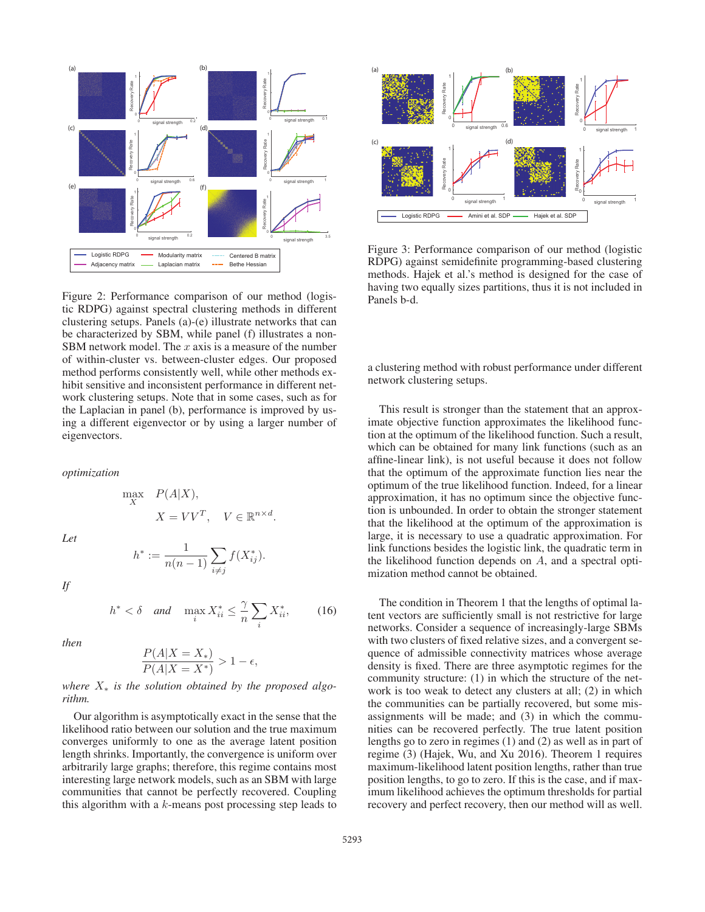Figure 2: Performance comparison of our method (logistic RDPG) against spectral clustering methods in different clustering setups. Panels (a)-(e) illustrate networks that can be characterized by SBM, while panel (f) illustrates a non-SBM network model. The $x$ axis is a measure of the number of within-cluster vs. between-cluster edges. Our proposed method performs consistently well, while other methods exhibit sensitive and inconsistent performance in different network clustering setups. Note that in some cases, such as for the Laplacian in panel (b), performance is improved by using a different eigenvector or by using a larger number of eigenvectors.

*optimization*

$$\max_{X} \quad P(A|X),$$
$$X = VV^T, \quad V \in \mathbb{R}^{n \times d}.$$

*Let*

$$h^* := \frac{1}{n(n-1)} \sum_{i \neq j} f(X^*_{ij}).$$

*If*

$$h^* < \delta \quad \textit{and} \quad \max_i X^*_{ii} \leq \frac{\gamma}{n} \sum_i X^*_{ii}, \tag{16}$$

*then*

$$\frac{P(A|X = X_*)}{P(A|X = X^*)} > 1 - \epsilon,$$

*where $X_*$ is the solution obtained by the proposed algorithm.*

Our algorithm is asymptotically exact in the sense that the likelihood ratio between our solution and the true maximum converges uniformly to one as the average latent position length shrinks. Importantly, the convergence is uniform over arbitrarily large graphs; therefore, this regime contains most interesting large network models, such as an SBM with large communities that cannot be perfectly recovered. Coupling this algorithm with a $k$-means post processing step leads to a clustering method with robust performance under different network clustering setups.

Figure 3: Performance comparison of our method (logistic RDPG) against semidefinite programming-based clustering methods. Hajek et al.'s method is designed for the case of having two equally sizes partitions, thus it is not included in Panels b-d.

This result is stronger than the statement that an approximate objective function approximates the likelihood function at the optimum of the likelihood function. Such a result, which can be obtained for many link functions (such as an affine-linear link), is not useful because it does not follow that the optimum of the approximate function lies near the optimum of the true likelihood function. Indeed, for a linear approximation, it has no optimum since the objective function is unbounded. In order to obtain the stronger statement that the likelihood at the optimum of the approximation is large, it is necessary to use a quadratic approximation. For link functions besides the logistic link, the quadratic term in the likelihood function depends on $A$, and a spectral optimization method cannot be obtained.

The condition in Theorem 1 that the lengths of optimal latent vectors are sufficiently small is not restrictive for large networks. Consider a sequence of increasingly-large SBMs with two clusters of fixed relative sizes, and a convergent sequence of admissible connectivity matrices whose average density is fixed. There are three asymptotic regimes for the community structure: (1) in which the structure of the network is too weak to detect any clusters at all; (2) in which the communities can be partially recovered, but some misassignments will be made; and (3) in which the communities can be recovered perfectly. The true latent position lengths go to zero in regimes (1) and (2) as well as in part of regime (3) (Hajek, Wu, and Xu 2016). Theorem 1 requires maximum-likelihood latent position lengths, rather than true position lengths, to go to zero. If this is the case, and if maximum likelihood achieves the optimum thresholds for partial recovery and perfect recovery, then our method will as well.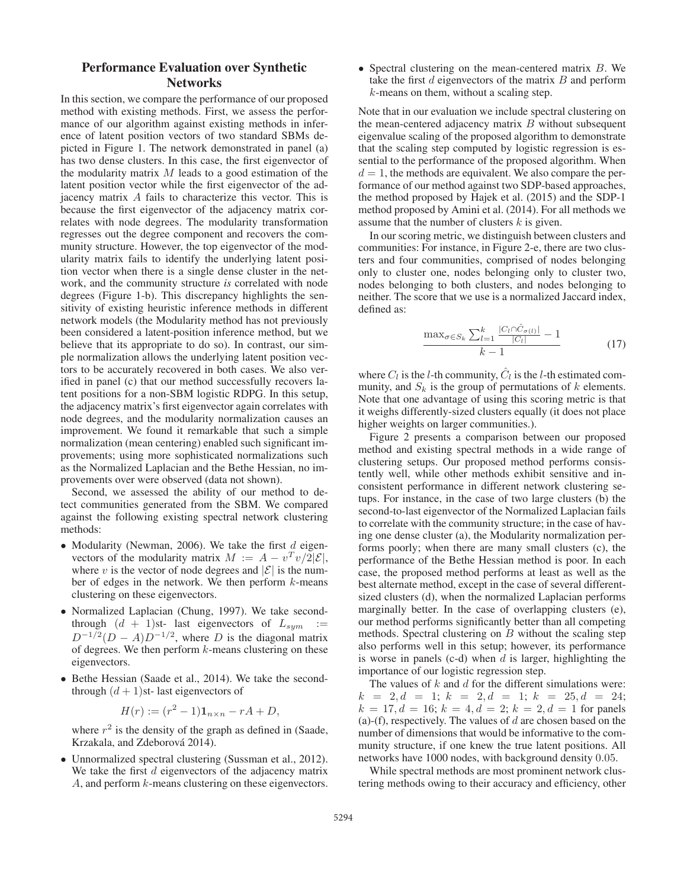## Performance Evaluation over Synthetic Networks

In this section, we compare the performance of our proposed method with existing methods. First, we assess the performance of our algorithm against existing methods in inference of latent position vectors of two standard SBMs depicted in Figure 1. The network demonstrated in panel (a) has two dense clusters. In this case, the first eigenvector of the modularity matrix $M$ leads to a good estimation of the latent position vector while the first eigenvector of the adjacency matrix $A$ fails to characterize this vector. This is because the first eigenvector of the adjacency matrix correlates with node degrees. The modularity transformation regresses out the degree component and recovers the community structure. However, the top eigenvector of the modularity matrix fails to identify the underlying latent position vector when there is a single dense cluster in the network, and the community structure *is* correlated with node degrees (Figure 1-b). This discrepancy highlights the sensitivity of existing heuristic inference methods in different network models (the Modularity method has not previously been considered a latent-position inference method, but we believe that its appropriate to do so). In contrast, our simple normalization allows the underlying latent position vectors to be accurately recovered in both cases. We also verified in panel (c) that our method successfully recovers latent positions for a non-SBM logistic RDPG. In this setup, the adjacency matrix's first eigenvector again correlates with node degrees, and the modularity normalization causes an improvement. We found it remarkable that such a simple normalization (mean centering) enabled such significant improvements; using more sophisticated normalizations such as the Normalized Laplacian and the Bethe Hessian, no improvements over were observed (data not shown).

Second, we assessed the ability of our method to detect communities generated from the SBM. We compared against the following existing spectral network clustering methods:

- Modularity (Newman, 2006). We take the first $d$ eigenvectors of the modularity matrix $M := A - v^T v / 2|\mathcal{E}|$, where $v$ is the vector of node degrees and $|\mathcal{E}|$ is the number of edges in the network. We then perform $k$-means clustering on these eigenvectors.
- Normalized Laplacian (Chung, 1997). We take second-through $(d+1)$st- last eigenvectors of $L_{sym} := D^{-1/2}(D - A)D^{-1/2}$, where $D$ is the diagonal matrix of degrees. We then perform $k$-means clustering on these eigenvectors.
- Bethe Hessian (Saade et al., 2014). We take the second-through $(d+1)$st- last eigenvectors of

$$H(r) := (r^2 - 1)\mathbf{1}_{n \times n} - rA + D,$$

where $r^2$ is the density of the graph as defined in (Saade, Krzakala, and Zdeborová 2014).
- Unnormalized spectral clustering (Sussman et al., 2012). We take the first $d$ eigenvectors of the adjacency matrix $A$, and perform $k$-means clustering on these eigenvectors.
- Spectral clustering on the mean-centered matrix $B$. We take the first $d$ eigenvectors of the matrix $B$ and perform $k$-means on them, without a scaling step.

Note that in our evaluation we include spectral clustering on the mean-centered adjacency matrix $B$ without subsequent eigenvalue scaling of the proposed algorithm to demonstrate that the scaling step computed by logistic regression is essential to the performance of the proposed algorithm. When $d = 1$, the methods are equivalent. We also compare the performance of our method against two SDP-based approaches, the method proposed by Hajek et al. (2015) and the SDP-1 method proposed by Amini et al. (2014). For all methods we assume that the number of clusters $k$ is given.

In our scoring metric, we distinguish between clusters and communities: For instance, in Figure 2-e, there are two clusters and four communities, comprised of nodes belonging only to cluster one, nodes belonging only to cluster two, nodes belonging to both clusters, and nodes belonging to neither. The score that we use is a normalized Jaccard index, defined as:

$$\frac{\max_{\sigma \in S_k} \sum_{l=1}^{k} \frac{|C_l \cap \hat{C}_{\sigma(l)}|}{|C_l|} - 1}{k - 1} \tag{17}$$

where $C_l$ is the $l$-th community, $\hat{C}_l$ is the $l$-th estimated community, and $S_k$ is the group of permutations of $k$ elements. Note that one advantage of using this scoring metric is that it weighs differently-sized clusters equally (it does not place higher weights on larger communities.).

Figure 2 presents a comparison between our proposed method and existing spectral methods in a wide range of clustering setups. Our proposed method performs consistently well, while other methods exhibit sensitive and inconsistent performance in different network clustering setups. For instance, in the case of two large clusters (b) the second-to-last eigenvector of the Normalized Laplacian fails to correlate with the community structure; in the case of having one dense cluster (a), the Modularity normalization performs poorly; when there are many small clusters (c), the performance of the Bethe Hessian method is poor. In each case, the proposed method performs at least as well as the best alternate method, except in the case of several different-sized clusters (d), when the normalized Laplacian performs marginally better. In the case of overlapping clusters (e), our method performs significantly better than all competing methods. Spectral clustering on $B$ without the scaling step also performs well in this setup; however, its performance is worse in panels (c-d) when $d$ is larger, highlighting the importance of our logistic regression step.

The values of $k$ and $d$ for the different simulations were: $k = 2, d = 1$; $k = 2, d = 1$; $k = 25, d = 24$; $k = 17, d = 16$; $k = 4, d = 2$; $k = 2, d = 1$ for panels (a)-(f), respectively. The values of $d$ are chosen based on the number of dimensions that would be informative to the community structure, if one knew the true latent positions. All networks have 1000 nodes, with background density 0.05.

While spectral methods are most prominent network clustering methods owing to their accuracy and efficiency, other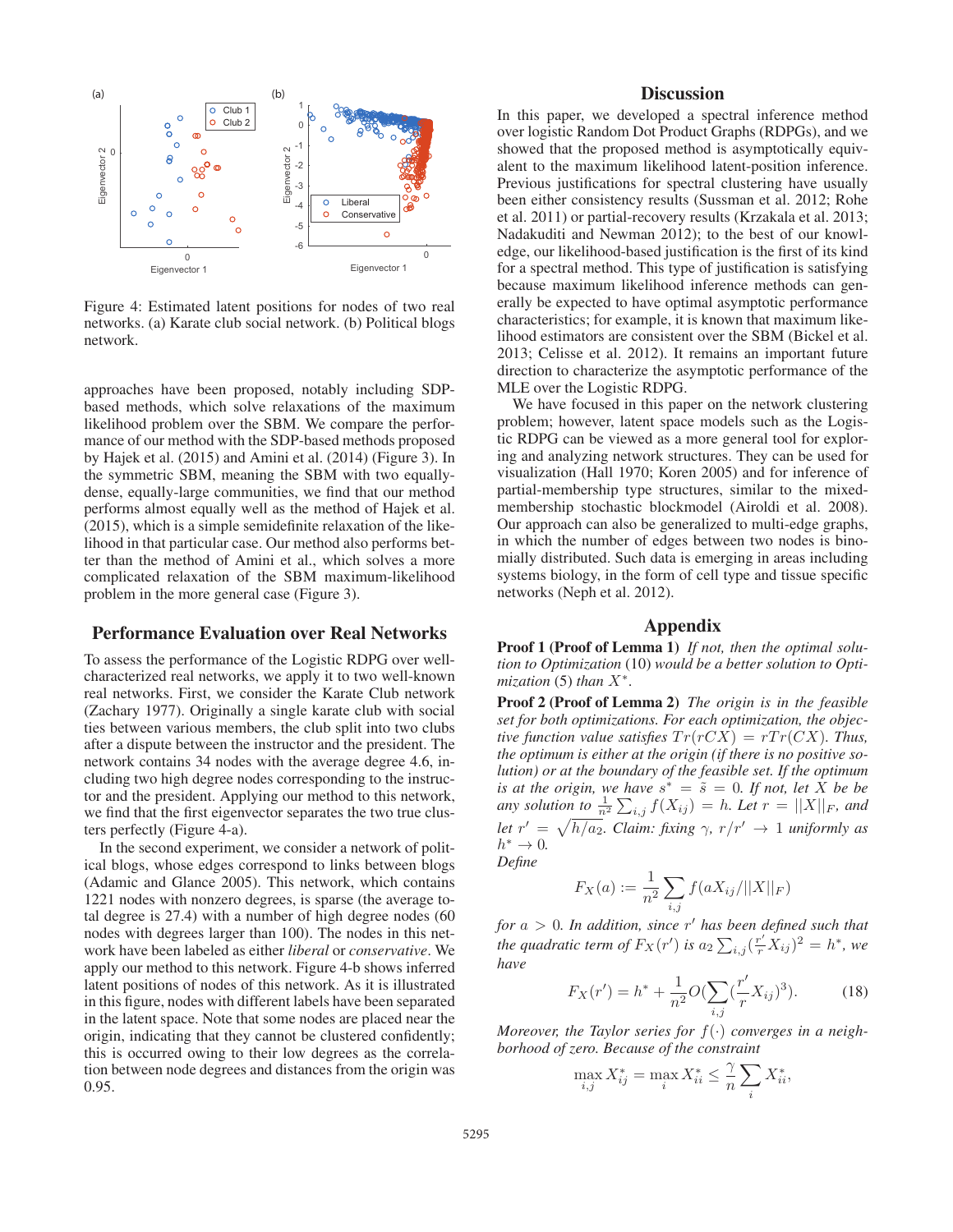Figure 4: Estimated latent positions for nodes of two real networks. (a) Karate club social network. (b) Political blogs network.

approaches have been proposed, notably including SDP-based methods, which solve relaxations of the maximum likelihood problem over the SBM. We compare the performance of our method with the SDP-based methods proposed by Hajek et al. (2015) and Amini et al. (2014) (Figure 3). In the symmetric SBM, meaning the SBM with two equally-dense, equally-large communities, we find that our method performs almost equally well as the method of Hajek et al. (2015), which is a simple semidefinite relaxation of the likelihood in that particular case. Our method also performs better than the method of Amini et al., which solves a more complicated relaxation of the SBM maximum-likelihood problem in the more general case (Figure 3).

## Performance Evaluation over Real Networks

To assess the performance of the Logistic RDPG over well-characterized real networks, we apply it to two well-known real networks. First, we consider the Karate Club network (Zachary 1977). Originally a single karate club with social ties between various members, the club split into two clubs after a dispute between the instructor and the president. The network contains 34 nodes with the average degree 4.6, including two high degree nodes corresponding to the instructor and the president. Applying our method to this network, we find that the first eigenvector separates the two true clusters perfectly (Figure 4-a).

In the second experiment, we consider a network of political blogs, whose edges correspond to links between blogs (Adamic and Glance 2005). This network, which contains 1221 nodes with nonzero degrees, is sparse (the average total degree is 27.4) with a number of high degree nodes (60 nodes with degrees larger than 100). The nodes in this network have been labeled as either *liberal* or *conservative*. We apply our method to this network. Figure 4-b shows inferred latent positions of nodes of this network. As it is illustrated in this figure, nodes with different labels have been separated in the latent space. Note that some nodes are placed near the origin, indicating that they cannot be clustered confidently; this is occurred owing to their low degrees as the correlation between node degrees and distances from the origin was 0.95.

## Discussion

In this paper, we developed a spectral inference method over logistic Random Dot Product Graphs (RDPGs), and we showed that the proposed method is asymptotically equivalent to the maximum likelihood latent-position inference. Previous justifications for spectral clustering have usually been either consistency results (Sussman et al. 2012; Rohe et al. 2011) or partial-recovery results (Krzakala et al. 2013; Nadakuditi and Newman 2012); to the best of our knowledge, our likelihood-based justification is the first of its kind for a spectral method. This type of justification is satisfying because maximum likelihood inference methods can generally be expected to have optimal asymptotic performance characteristics; for example, it is known that maximum likelihood estimators are consistent over the SBM (Bickel et al. 2013; Celisse et al. 2012). It remains an important future direction to characterize the asymptotic performance of the MLE over the Logistic RDPG.

We have focused in this paper on the network clustering problem; however, latent space models such as the Logistic RDPG can be viewed as a more general tool for exploring and analyzing network structures. They can be used for visualization (Hall 1970; Koren 2005) and for inference of partial-membership type structures, similar to the mixed-membership stochastic blockmodel (Airoldi et al. 2008). Our approach can also be generalized to multi-edge graphs, in which the number of edges between two nodes is binomially distributed. Such data is emerging in areas including systems biology, in the form of cell type and tissue specific networks (Neph et al. 2012).

## Appendix

**Proof 1 (Proof of Lemma 1)** *If not, then the optimal solution to Optimization* (10) *would be a better solution to Optimization* (5) *than* $X^*$*.*

**Proof 2 (Proof of Lemma 2)** *The origin is in the feasible set for both optimizations. For each optimization, the objective function value satisfies* $Tr(rCX) = rTr(CX)$*. Thus, the optimum is either at the origin (if there is no positive solution) or at the boundary of the feasible set. If the optimum is at the origin, we have* $s^* = \tilde{s} = 0$*. If not, let* $X$ *be any solution to* $\frac{1}{n^2}\sum_{i,j} f(X_{ij}) = h$*. Let* $r = ||X||_F$*, and let* $r' = \sqrt{h/a_2}$*. Claim: fixing* $\gamma$*,* $r/r' \to 1$ *uniformly as* $h^* \to 0$*.*
*Define*

$$F_X(a) := \frac{1}{n^2}\sum_{i,j} f(aX_{ij}/||X||_F)$$

*for* $a > 0$*. In addition, since* $r'$ *has been defined such that the quadratic term of* $F_X(r')$ *is* $a_2 \sum_{i,j}(\frac{r'}{r}X_{ij})^2 = h^*$*, we have*

$$F_X(r') = h^* + \frac{1}{n^2}O(\sum_{i,j}(\frac{r'}{r}X_{ij})^3). \tag{18}$$

*Moreover, the Taylor series for* $f(\cdot)$ *converges in a neighborhood of zero. Because of the constraint*

$$\max_{i,j} X^*_{ij} = \max_i X^*_{ii} \leq \frac{\gamma}{n}\sum_i X^*_{ii},$$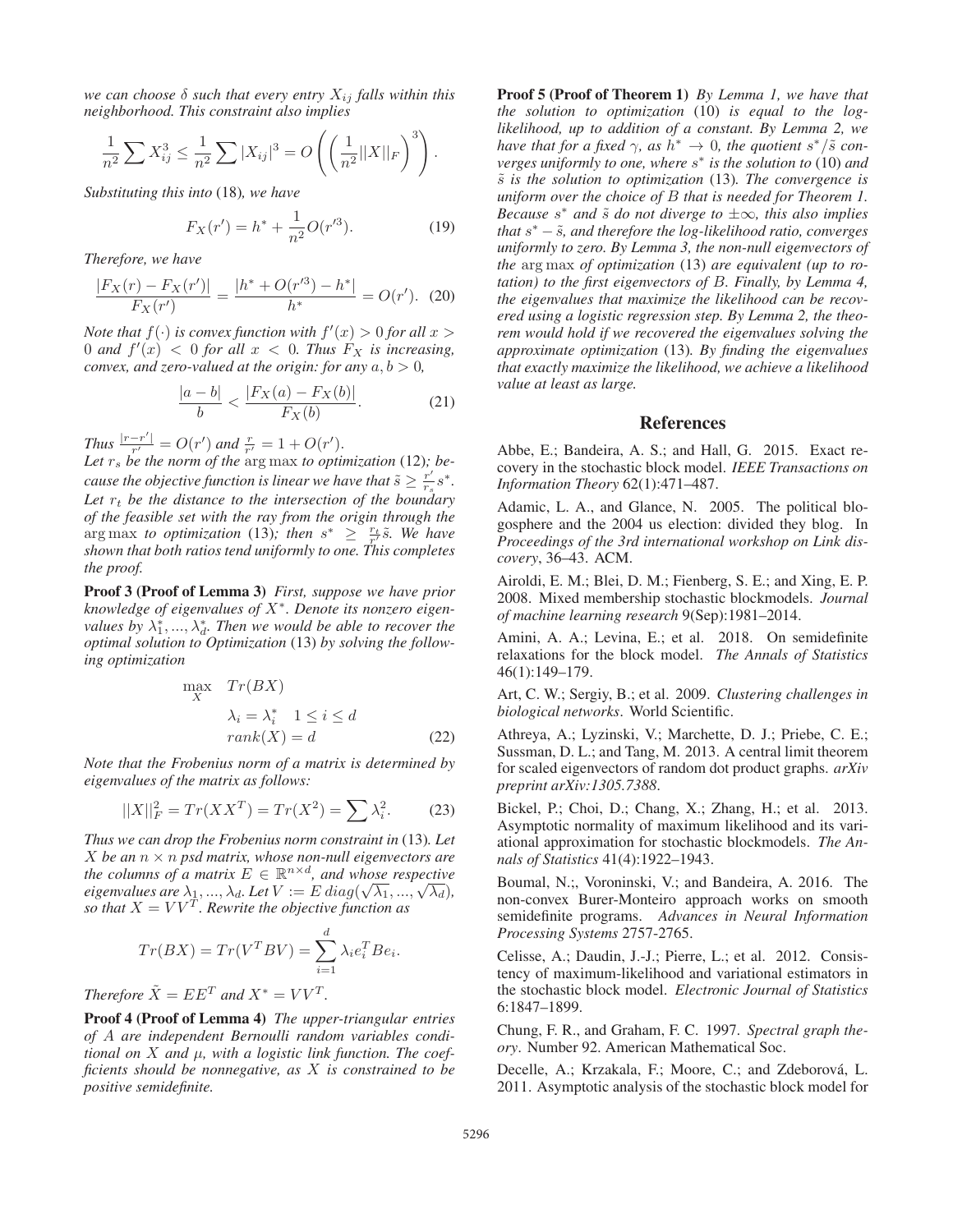*we can choose $\delta$ such that every entry $X_{ij}$ falls within this neighborhood. This constraint also implies*

$$\frac{1}{n^2}\sum X_{ij}^3 \leq \frac{1}{n^2}\sum |X_{ij}|^3 = O\left(\left(\frac{1}{n^2}||X||_F\right)^3\right).$$

*Substituting this into* (18)*, we have*

$$F_X(r') = h^* + \frac{1}{n^2}O(r'^3). \tag{19}$$

*Therefore, we have*

$$\frac{|F_X(r) - F_X(r')|}{F_X(r')} = \frac{|h^* + O(r'^3) - h^*|}{h^*} = O(r'). \tag{20}$$

*Note that $f(\cdot)$ is convex function with $f'(x) > 0$ for all $x > 0$ and $f'(x) < 0$ for all $x < 0$. Thus $F_X$ is increasing, convex, and zero-valued at the origin: for any $a, b > 0$,*

$$\frac{|a-b|}{b} < \frac{|F_X(a) - F_X(b)|}{F_X(b)}. \tag{21}$$

*Thus $\frac{|r-r'|}{r'} = O(r')$ and $\frac{r}{r'} = 1 + O(r')$.*

*Let $r_s$ be the norm of the* arg max *to optimization* (12)*; because the objective function is linear we have that $\tilde{s} \geq \frac{r'}{r_s}s^*$. Let $r_t$ be the distance to the intersection of the boundary of the feasible set with the ray from the origin through the* arg max *to optimization* (13)*; then $s^* \geq \frac{r_t}{r'}\tilde{s}$. We have shown that both ratios tend uniformly to one. This completes the proof.*

**Proof 3 (Proof of Lemma 3)** *First, suppose we have prior knowledge of eigenvalues of $X^*$. Denote its nonzero eigenvalues by $\lambda_1^*, ..., \lambda_d^*$. Then we would be able to recover the optimal solution to Optimization* (13) *by solving the following optimization*

$$\begin{aligned} \max_{X} \quad & Tr(BX) \\ & \lambda_i = \lambda_i^* \quad 1 \leq i \leq d \\ & rank(X) = d \end{aligned} \tag{22}$$

*Note that the Frobenius norm of a matrix is determined by eigenvalues of the matrix as follows:*

$$||X||_F^2 = Tr(XX^T) = Tr(X^2) = \sum \lambda_i^2. \tag{23}$$

*Thus we can drop the Frobenius norm constraint in* (13)*. Let $X$ be an $n \times n$ psd matrix, whose non-null eigenvectors are the columns of a matrix $E \in \mathbb{R}^{n \times d}$, and whose respective eigenvalues are $\lambda_1, ..., \lambda_d$. Let $V := E\, diag(\sqrt{\lambda_1}, ..., \sqrt{\lambda_d})$, so that $X = VV^T$. Rewrite the objective function as*

$$Tr(BX) = Tr(V^T BV) = \sum_{i=1}^{d} \lambda_i e_i^T B e_i.$$

*Therefore $\tilde{X} = EE^T$ and $X^* = VV^T$.*

**Proof 4 (Proof of Lemma 4)** *The upper-triangular entries of $A$ are independent Bernoulli random variables conditional on $X$ and $\mu$, with a logistic link function. The coefficients should be nonnegative, as $X$ is constrained to be positive semidefinite.*

**Proof 5 (Proof of Theorem 1)** *By Lemma 1, we have that the solution to optimization* (10) *is equal to the log-likelihood, up to addition of a constant. By Lemma 2, we have that for a fixed $\gamma$, as $h^* \to 0$, the quotient $s^*/\tilde{s}$ converges uniformly to one, where $s^*$ is the solution to* (10) *and $\tilde{s}$ is the solution to optimization* (13)*. The convergence is uniform over the choice of $B$ that is needed for Theorem 1. Because $s^*$ and $\tilde{s}$ do not diverge to $\pm\infty$, this also implies that $s^* - \tilde{s}$, and therefore the log-likelihood ratio, converges uniformly to zero. By Lemma 3, the non-null eigenvectors of the* arg max *of optimization* (13) *are equivalent (up to rotation) to the first eigenvectors of $B$. Finally, by Lemma 4, the eigenvalues that maximize the likelihood can be recovered using a logistic regression step. By Lemma 2, the theorem would hold if we recovered the eigenvalues solving the approximate optimization* (13)*. By finding the eigenvalues that exactly maximize the likelihood, we achieve a likelihood value at least as large.*

## References

Abbe, E.; Bandeira, A. S.; and Hall, G. 2015. Exact recovery in the stochastic block model. *IEEE Transactions on Information Theory* 62(1):471–487.

Adamic, L. A., and Glance, N. 2005. The political blogosphere and the 2004 us election: divided they blog. In *Proceedings of the 3rd international workshop on Link discovery*, 36–43. ACM.

Airoldi, E. M.; Blei, D. M.; Fienberg, S. E.; and Xing, E. P. 2008. Mixed membership stochastic blockmodels. *Journal of machine learning research* 9(Sep):1981–2014.

Amini, A. A.; Levina, E.; et al. 2018. On semidefinite relaxations for the block model. *The Annals of Statistics* 46(1):149–179.

Art, C. W.; Sergiy, B.; et al. 2009. *Clustering challenges in biological networks*. World Scientific.

Athreya, A.; Lyzinski, V.; Marchette, D. J.; Priebe, C. E.; Sussman, D. L.; and Tang, M. 2013. A central limit theorem for scaled eigenvectors of random dot product graphs. *arXiv preprint arXiv:1305.7388*.

Bickel, P.; Choi, D.; Chang, X.; Zhang, H.; et al. 2013. Asymptotic normality of maximum likelihood and its variational approximation for stochastic blockmodels. *The Annals of Statistics* 41(4):1922–1943.

Boumal, N.;, Voroninski, V.; and Bandeira, A. 2016. The non-convex Burer-Monteiro approach works on smooth semidefinite programs. *Advances in Neural Information Processing Systems* 2757-2765.

Celisse, A.; Daudin, J.-J.; Pierre, L.; et al. 2012. Consistency of maximum-likelihood and variational estimators in the stochastic block model. *Electronic Journal of Statistics* 6:1847–1899.

Chung, F. R., and Graham, F. C. 1997. *Spectral graph theory*. Number 92. American Mathematical Soc.

Decelle, A.; Krzakala, F.; Moore, C.; and Zdeborová, L. 2011. Asymptotic analysis of the stochastic block model for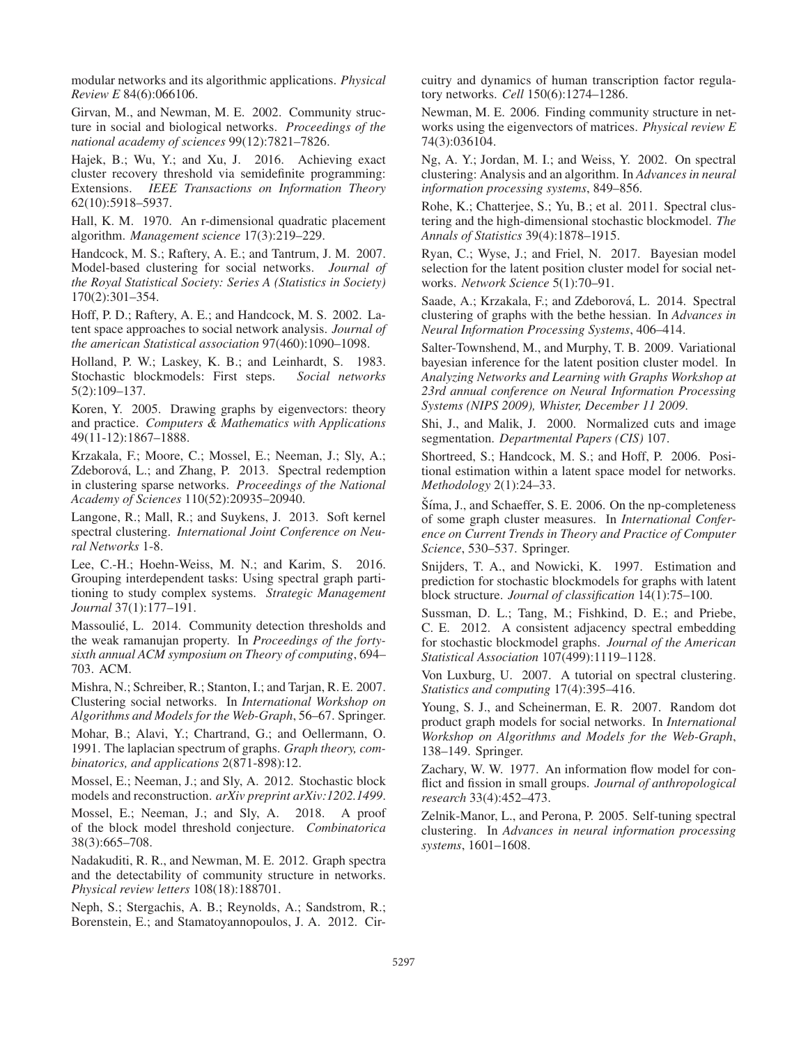modular networks and its algorithmic applications. *Physical Review E* 84(6):066106.

Girvan, M., and Newman, M. E. 2002. Community structure in social and biological networks. *Proceedings of the national academy of sciences* 99(12):7821–7826.

Hajek, B.; Wu, Y.; and Xu, J. 2016. Achieving exact cluster recovery threshold via semidefinite programming: Extensions. *IEEE Transactions on Information Theory* 62(10):5918–5937.

Hall, K. M. 1970. An r-dimensional quadratic placement algorithm. *Management science* 17(3):219–229.

Handcock, M. S.; Raftery, A. E.; and Tantrum, J. M. 2007. Model-based clustering for social networks. *Journal of the Royal Statistical Society: Series A (Statistics in Society)* 170(2):301–354.

Hoff, P. D.; Raftery, A. E.; and Handcock, M. S. 2002. Latent space approaches to social network analysis. *Journal of the american Statistical association* 97(460):1090–1098.

Holland, P. W.; Laskey, K. B.; and Leinhardt, S. 1983. Stochastic blockmodels: First steps. *Social networks* 5(2):109–137.

Koren, Y. 2005. Drawing graphs by eigenvectors: theory and practice. *Computers & Mathematics with Applications* 49(11-12):1867–1888.

Krzakala, F.; Moore, C.; Mossel, E.; Neeman, J.; Sly, A.; Zdeborová, L.; and Zhang, P. 2013. Spectral redemption in clustering sparse networks. *Proceedings of the National Academy of Sciences* 110(52):20935–20940.

Langone, R.; Mall, R.; and Suykens, J. 2013. Soft kernel spectral clustering. *International Joint Conference on Neural Networks* 1-8.

Lee, C.-H.; Hoehn-Weiss, M. N.; and Karim, S. 2016. Grouping interdependent tasks: Using spectral graph partitioning to study complex systems. *Strategic Management Journal* 37(1):177–191.

Massoulié, L. 2014. Community detection thresholds and the weak ramanujan property. In *Proceedings of the forty-sixth annual ACM symposium on Theory of computing*, 694–703. ACM.

Mishra, N.; Schreiber, R.; Stanton, I.; and Tarjan, R. E. 2007. Clustering social networks. In *International Workshop on Algorithms and Models for the Web-Graph*, 56–67. Springer.

Mohar, B.; Alavi, Y.; Chartrand, G.; and Oellermann, O. 1991. The laplacian spectrum of graphs. *Graph theory, combinatorics, and applications* 2(871-898):12.

Mossel, E.; Neeman, J.; and Sly, A. 2012. Stochastic block models and reconstruction. *arXiv preprint arXiv:1202.1499*.

Mossel, E.; Neeman, J.; and Sly, A. 2018. A proof of the block model threshold conjecture. *Combinatorica* 38(3):665–708.

Nadakuditi, R. R., and Newman, M. E. 2012. Graph spectra and the detectability of community structure in networks. *Physical review letters* 108(18):188701.

Neph, S.; Stergachis, A. B.; Reynolds, A.; Sandstrom, R.; Borenstein, E.; and Stamatoyannopoulos, J. A. 2012. Circuitry and dynamics of human transcription factor regulatory networks. *Cell* 150(6):1274–1286.

Newman, M. E. 2006. Finding community structure in networks using the eigenvectors of matrices. *Physical review E* 74(3):036104.

Ng, A. Y.; Jordan, M. I.; and Weiss, Y. 2002. On spectral clustering: Analysis and an algorithm. In *Advances in neural information processing systems*, 849–856.

Rohe, K.; Chatterjee, S.; Yu, B.; et al. 2011. Spectral clustering and the high-dimensional stochastic blockmodel. *The Annals of Statistics* 39(4):1878–1915.

Ryan, C.; Wyse, J.; and Friel, N. 2017. Bayesian model selection for the latent position cluster model for social networks. *Network Science* 5(1):70–91.

Saade, A.; Krzakala, F.; and Zdeborová, L. 2014. Spectral clustering of graphs with the bethe hessian. In *Advances in Neural Information Processing Systems*, 406–414.

Salter-Townshend, M., and Murphy, T. B. 2009. Variational bayesian inference for the latent position cluster model. In *Analyzing Networks and Learning with Graphs Workshop at 23rd annual conference on Neural Information Processing Systems (NIPS 2009), Whister, December 11 2009*.

Shi, J., and Malik, J. 2000. Normalized cuts and image segmentation. *Departmental Papers (CIS)* 107.

Shortreed, S.; Handcock, M. S.; and Hoff, P. 2006. Positional estimation within a latent space model for networks. *Methodology* 2(1):24–33.

Šíma, J., and Schaeffer, S. E. 2006. On the np-completeness of some graph cluster measures. In *International Conference on Current Trends in Theory and Practice of Computer Science*, 530–537. Springer.

Snijders, T. A., and Nowicki, K. 1997. Estimation and prediction for stochastic blockmodels for graphs with latent block structure. *Journal of classification* 14(1):75–100.

Sussman, D. L.; Tang, M.; Fishkind, D. E.; and Priebe, C. E. 2012. A consistent adjacency spectral embedding for stochastic blockmodel graphs. *Journal of the American Statistical Association* 107(499):1119–1128.

Von Luxburg, U. 2007. A tutorial on spectral clustering. *Statistics and computing* 17(4):395–416.

Young, S. J., and Scheinerman, E. R. 2007. Random dot product graph models for social networks. In *International Workshop on Algorithms and Models for the Web-Graph*, 138–149. Springer.

Zachary, W. W. 1977. An information flow model for conflict and fission in small groups. *Journal of anthropological research* 33(4):452–473.

Zelnik-Manor, L., and Perona, P. 2005. Self-tuning spectral clustering. In *Advances in neural information processing systems*, 1601–1608.